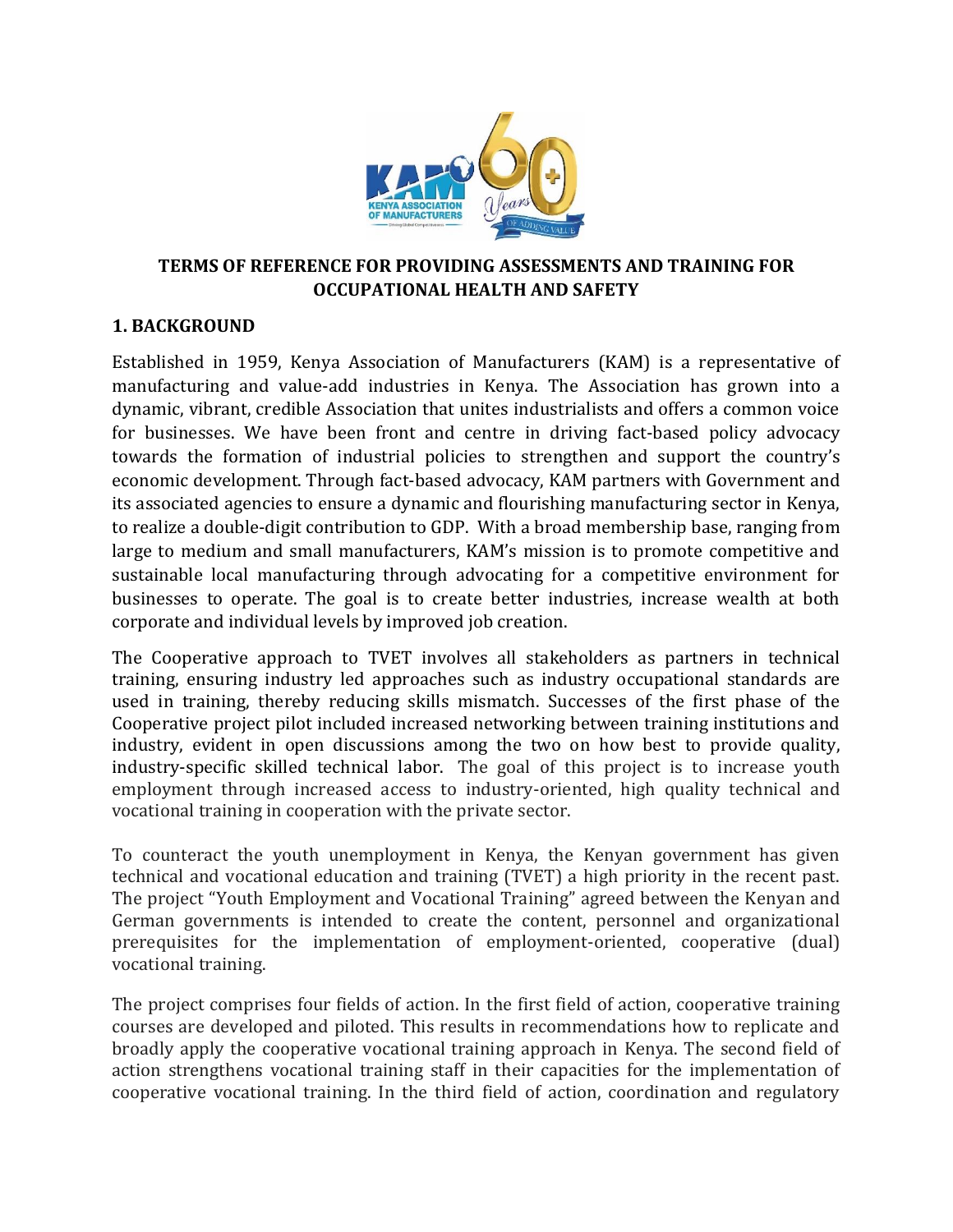**TERMS OF REFERENCE FOR PROVIDING ASSESSMENTS AND TRAINING FOR OCCUPATIONAL HEALTH AND SAFETY**

## 1. BACKGROUND

Established in 1959, Kenya Association of Manufacturers (KAM) is a representative of manufacturing and value-add industries in Kenya. The Association has grown into a dynamic, vibrant, credible Association that unites industrialists and offers a common voice for businesses. We have been front and centre in driving fact-based policy advocacy towards the formation of industrial policies to strengthen and support the country's economic development. Through fact-based advocacy, KAM partners with Government and its associated agencies to ensure a dynamic and flourishing manufacturing sector in Kenya, to realize a double-digit contribution to GDP. With a broad membership base, ranging from large to medium and small manufacturers, KAM's mission is to promote competitive and sustainable local manufacturing through advocating for a competitive environment for businesses to operate. The goal is to create better industries, increase wealth at both corporate and individual levels by improved job creation.

The Cooperative approach to TVET involves all stakeholders as partners in technical training, ensuring industry led approaches such as industry occupational standards are used in training, thereby reducing skills mismatch. Successes of the first phase of the Cooperative project pilot included increased networking between training institutions and industry, evident in open discussions among the two on how best to provide quality, industry-specific skilled technical labor. The goal of this project is to increase youth employment through increased access to industry-oriented, high quality technical and vocational training in cooperation with the private sector.

To counteract the youth unemployment in Kenya, the Kenyan government has given technical and vocational education and training (TVET) a high priority in the recent past. The project "Youth Employment and Vocational Training" agreed between the Kenyan and German governments is intended to create the content, personnel and organizational prerequisites for the implementation of employment-oriented, cooperative (dual) vocational training.

The project comprises four fields of action. In the first field of action, cooperative training courses are developed and piloted. This results in recommendations how to replicate and broadly apply the cooperative vocational training approach in Kenya. The second field of action strengthens vocational training staff in their capacities for the implementation of cooperative vocational training. In the third field of action, coordination and regulatory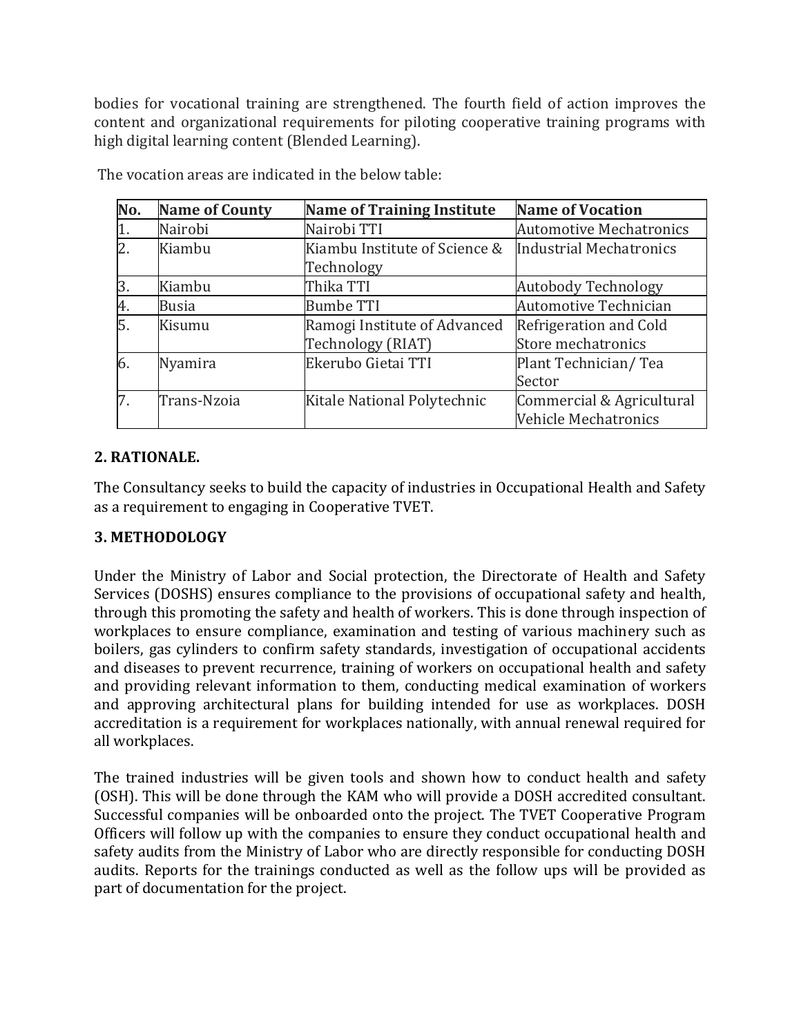bodies for vocational training are strengthened. The fourth field of action improves the content and organizational requirements for piloting cooperative training programs with high digital learning content (Blended Learning).

The vocation areas are indicated in the below table:

| No. | Name of County | Name of Training Institute | Name of Vocation |
|---|---|---|---|
| 1. | Nairobi | Nairobi TTI | Automotive Mechatronics |
| 2. | Kiambu | Kiambu Institute of Science & Technology | Industrial Mechatronics |
| 3. | Kiambu | Thika TTI | Autobody Technology |
| 4. | Busia | Bumbe TTI | Automotive Technician |
| 5. | Kisumu | Ramogi Institute of Advanced Technology (RIAT) | Refrigeration and Cold Store mechatronics |
| 6. | Nyamira | Ekerubo Gietai TTI | Plant Technician/ Tea Sector |
| 7. | Trans-Nzoia | Kitale National Polytechnic | Commercial & Agricultural Vehicle Mechatronics |

## 2. RATIONALE.

The Consultancy seeks to build the capacity of industries in Occupational Health and Safety as a requirement to engaging in Cooperative TVET.

## 3. METHODOLOGY

Under the Ministry of Labor and Social protection, the Directorate of Health and Safety Services (DOSHS) ensures compliance to the provisions of occupational safety and health, through this promoting the safety and health of workers. This is done through inspection of workplaces to ensure compliance, examination and testing of various machinery such as boilers, gas cylinders to confirm safety standards, investigation of occupational accidents and diseases to prevent recurrence, training of workers on occupational health and safety and providing relevant information to them, conducting medical examination of workers and approving architectural plans for building intended for use as workplaces. DOSH accreditation is a requirement for workplaces nationally, with annual renewal required for all workplaces.

The trained industries will be given tools and shown how to conduct health and safety (OSH). This will be done through the KAM who will provide a DOSH accredited consultant. Successful companies will be onboarded onto the project. The TVET Cooperative Program Officers will follow up with the companies to ensure they conduct occupational health and safety audits from the Ministry of Labor who are directly responsible for conducting DOSH audits. Reports for the trainings conducted as well as the follow ups will be provided as part of documentation for the project.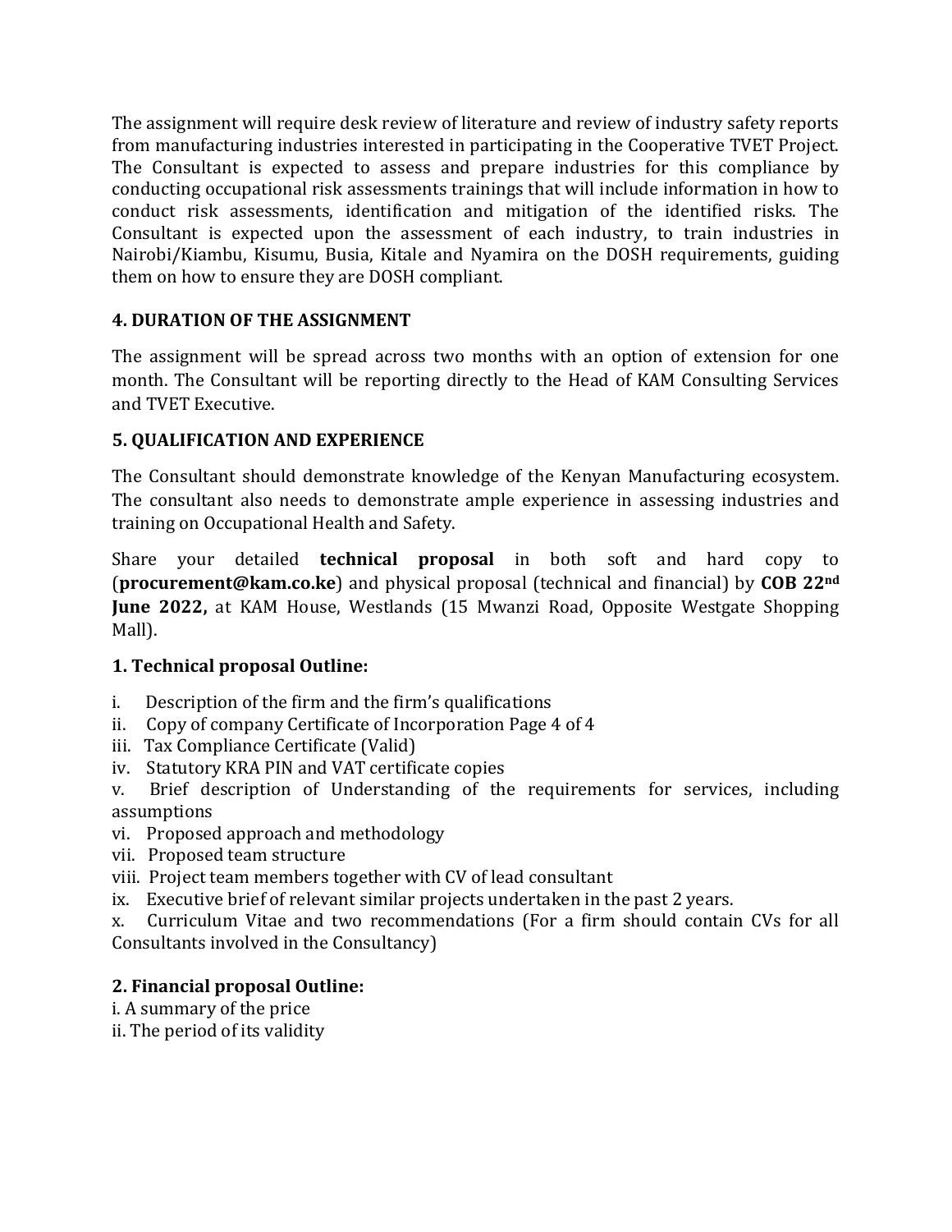The assignment will require desk review of literature and review of industry safety reports from manufacturing industries interested in participating in the Cooperative TVET Project. The Consultant is expected to assess and prepare industries for this compliance by conducting occupational risk assessments trainings that will include information in how to conduct risk assessments, identification and mitigation of the identified risks. The Consultant is expected upon the assessment of each industry, to train industries in Nairobi/Kiambu, Kisumu, Busia, Kitale and Nyamira on the DOSH requirements, guiding them on how to ensure they are DOSH compliant.

### 4. DURATION OF THE ASSIGNMENT

The assignment will be spread across two months with an option of extension for one month. The Consultant will be reporting directly to the Head of KAM Consulting Services and TVET Executive.

### 5. QUALIFICATION AND EXPERIENCE

The Consultant should demonstrate knowledge of the Kenyan Manufacturing ecosystem. The consultant also needs to demonstrate ample experience in assessing industries and training on Occupational Health and Safety.

Share your detailed **technical proposal** in both soft and hard copy to (**procurement@kam.co.ke**) and physical proposal (technical and financial) by **COB 22nd June 2022,** at KAM House, Westlands (15 Mwanzi Road, Opposite Westgate Shopping Mall).

### 1. Technical proposal Outline:

i. Description of the firm and the firm's qualifications
ii. Copy of company Certificate of Incorporation Page 4 of 4
iii. Tax Compliance Certificate (Valid)
iv. Statutory KRA PIN and VAT certificate copies
v. Brief description of Understanding of the requirements for services, including assumptions
vi. Proposed approach and methodology
vii. Proposed team structure
viii. Project team members together with CV of lead consultant
ix. Executive brief of relevant similar projects undertaken in the past 2 years.
x. Curriculum Vitae and two recommendations (For a firm should contain CVs for all Consultants involved in the Consultancy)

### 2. Financial proposal Outline:

i. A summary of the price
ii. The period of its validity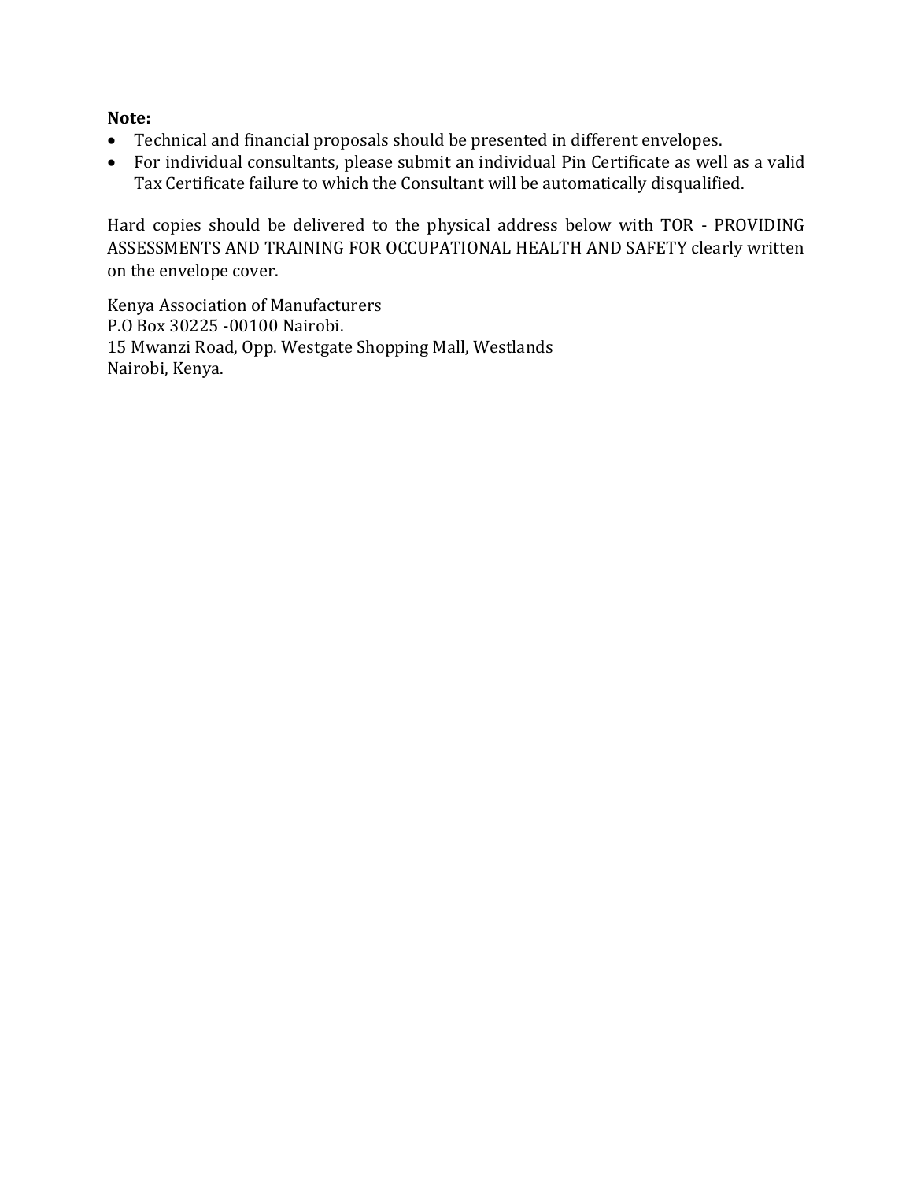**Note:**

- Technical and financial proposals should be presented in different envelopes.
- For individual consultants, please submit an individual Pin Certificate as well as a valid Tax Certificate failure to which the Consultant will be automatically disqualified.

Hard copies should be delivered to the physical address below with TOR - PROVIDING ASSESSMENTS AND TRAINING FOR OCCUPATIONAL HEALTH AND SAFETY clearly written on the envelope cover.

Kenya Association of Manufacturers
P.O Box 30225 -00100 Nairobi.
15 Mwanzi Road, Opp. Westgate Shopping Mall, Westlands
Nairobi, Kenya.